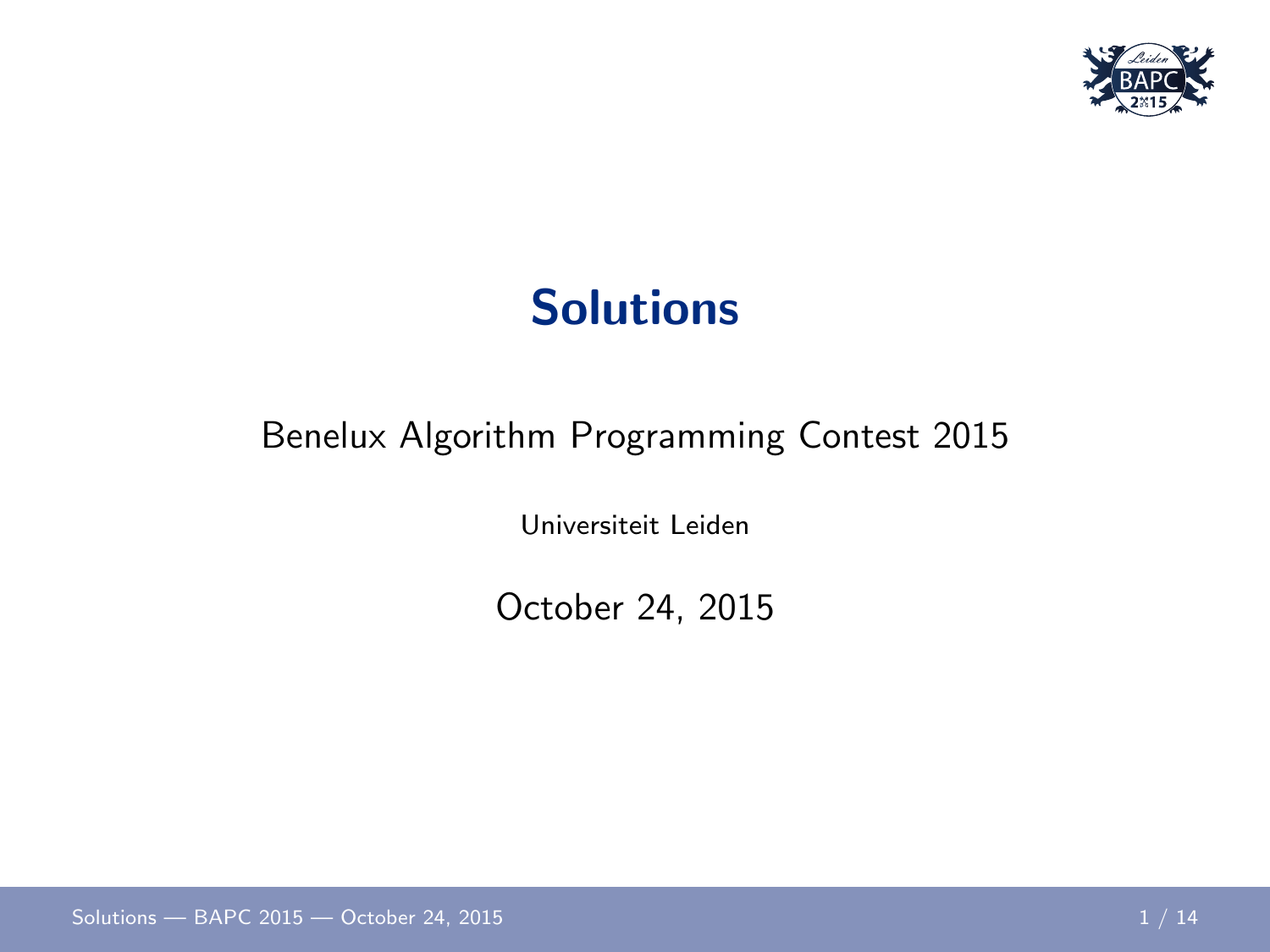# Solutions

Benelux Algorithm Programming Contest 2015

Universiteit Leiden

October 24, 2015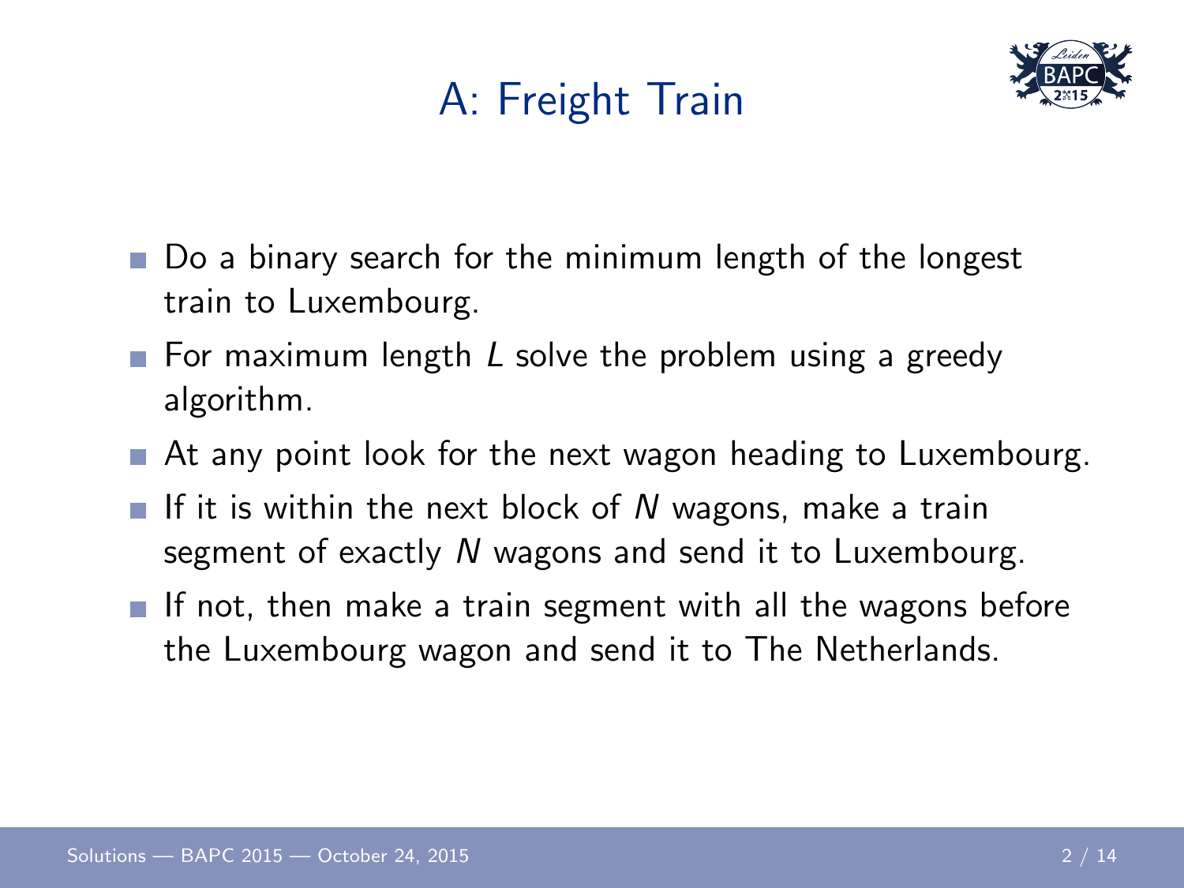# A: Freight Train

- Do a binary search for the minimum length of the longest train to Luxembourg.
- For maximum length $L$ solve the problem using a greedy algorithm.
- At any point look for the next wagon heading to Luxembourg.
- If it is within the next block of $N$ wagons, make a train segment of exactly $N$ wagons and send it to Luxembourg.
- If not, then make a train segment with all the wagons before the Luxembourg wagon and send it to The Netherlands.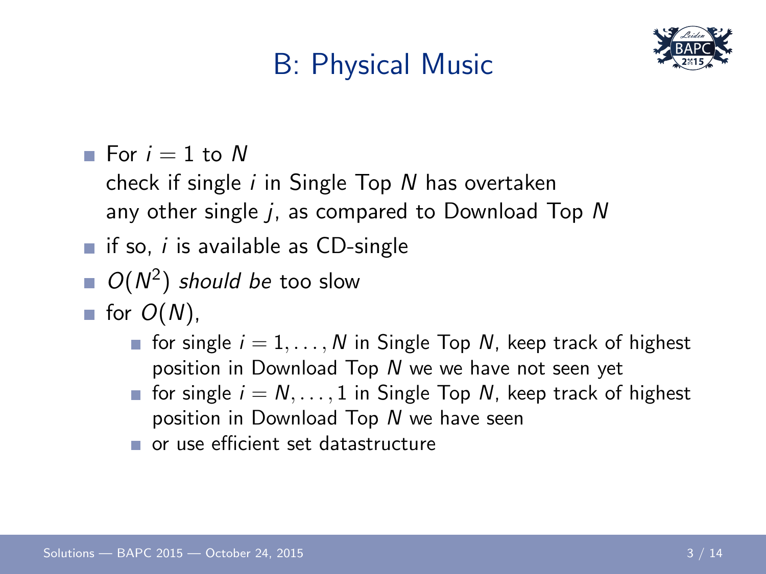# B: Physical Music

- For $i = 1$ to $N$
  check if single $i$ in Single Top $N$ has overtaken any other single $j$, as compared to Download Top $N$
- if so, $i$ is available as CD-single
- $O(N^2)$ *should be* too slow
- for $O(N)$,
  - for single $i = 1, \ldots, N$ in Single Top $N$, keep track of highest position in Download Top $N$ we we have not seen yet
  - for single $i = N, \ldots, 1$ in Single Top $N$, keep track of highest position in Download Top $N$ we have seen
  - or use efficient set datastructure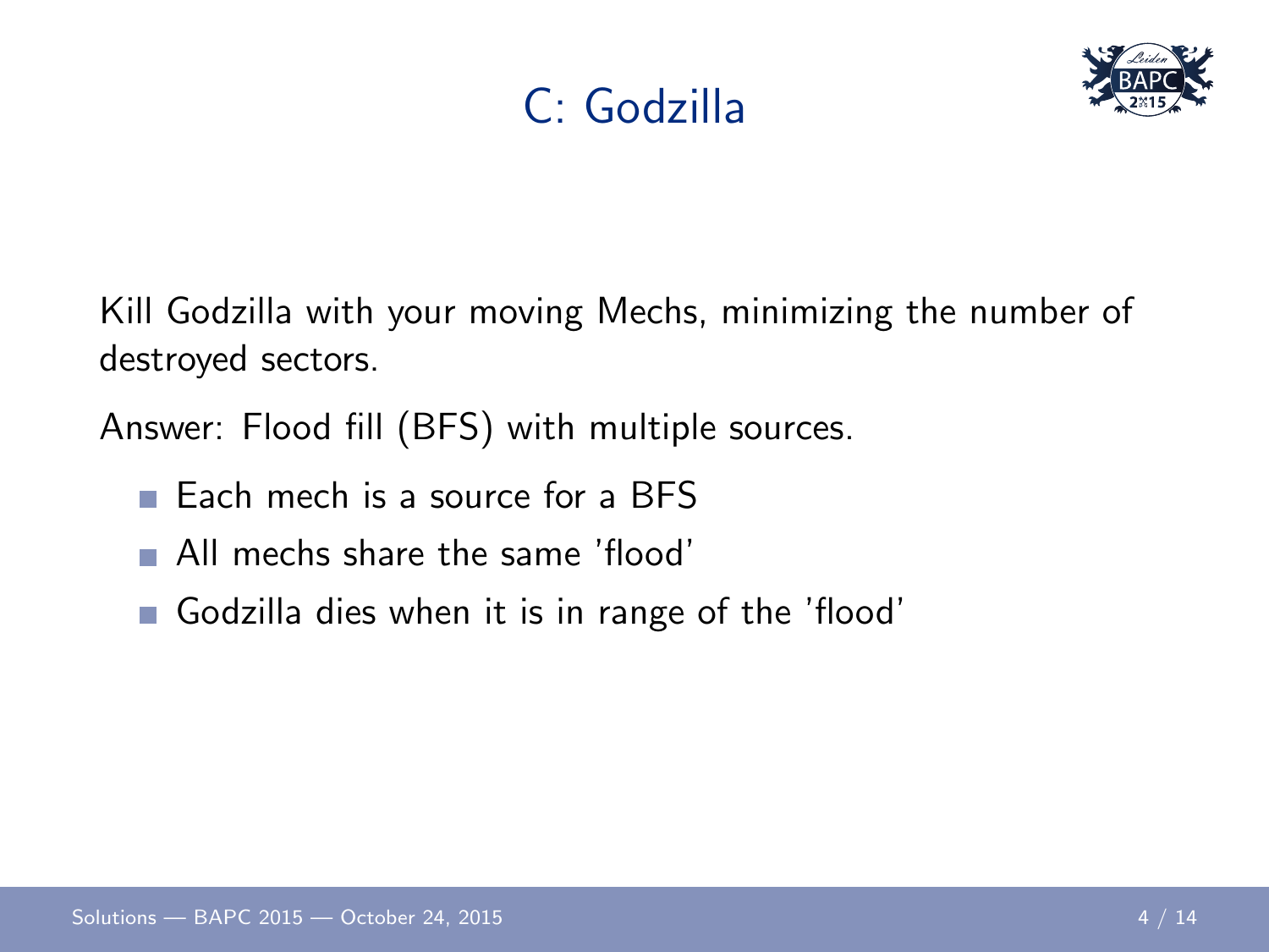# C: Godzilla

Kill Godzilla with your moving Mechs, minimizing the number of destroyed sectors.

Answer: Flood fill (BFS) with multiple sources.

- Each mech is a source for a BFS
- All mechs share the same 'flood'
- Godzilla dies when it is in range of the 'flood'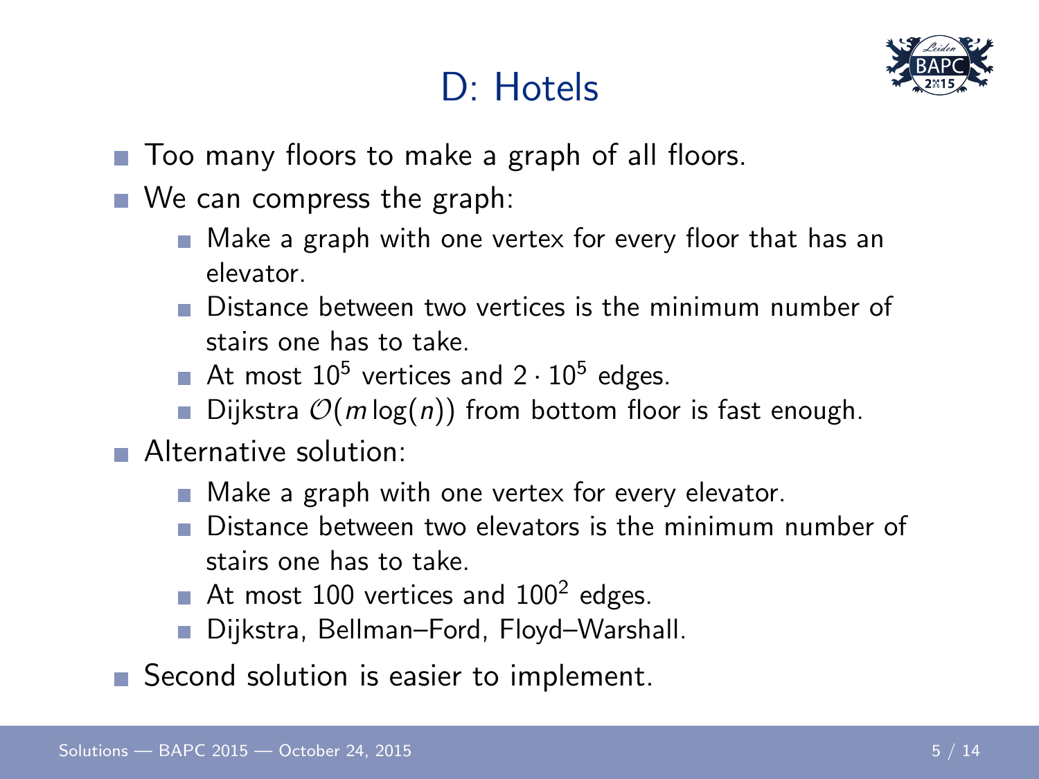# D: Hotels

- Too many floors to make a graph of all floors.
- We can compress the graph:
  - Make a graph with one vertex for every floor that has an elevator.
  - Distance between two vertices is the minimum number of stairs one has to take.
  - At most $10^5$ vertices and $2 \cdot 10^5$ edges.
  - Dijkstra $\mathcal{O}(m \log(n))$ from bottom floor is fast enough.
- Alternative solution:
  - Make a graph with one vertex for every elevator.
  - Distance between two elevators is the minimum number of stairs one has to take.
  - At most 100 vertices and $100^2$ edges.
  - Dijkstra, Bellman–Ford, Floyd–Warshall.
- Second solution is easier to implement.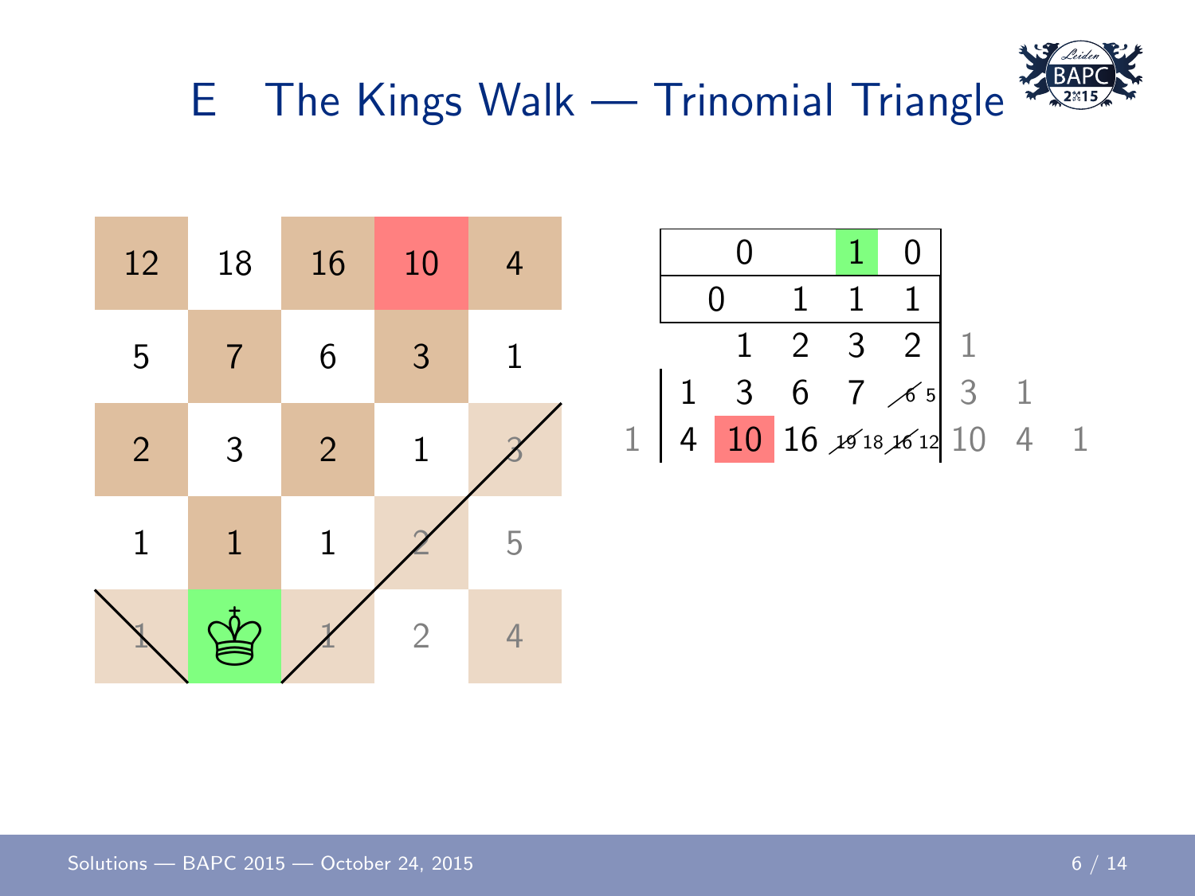# E The Kings Walk — Trinomial Triangle

| 12 | 18 | 16 | 10 | 4 |
|---|---|---|---|---|
| 5 | 7 | 6 | 3 | 1 |
| 2 | 3 | 2 | 1 | 3 |
| 1 | 1 | 1 | 2 | 5 |
| 1 | ♔ | 1 | 2 | 4 |

| | | | | | | | | | |
|---|---|---|---|---|---|---|---|---|---|
| | | 0 | | 1 | 0 | | | | |
| | 0 | | 1 | 1 | 1 | | | | |
| | | 1 | 2 | 3 | 2 | 1 | | | |
| | 1 | 3 | 6 | 7 | ~~6~~ 5 | 3 | 1 | | |
| 1 | 4 | 10 | 16 | ~~19~~ 18 | ~~16~~ 12 | 10 | 4 | 1 | |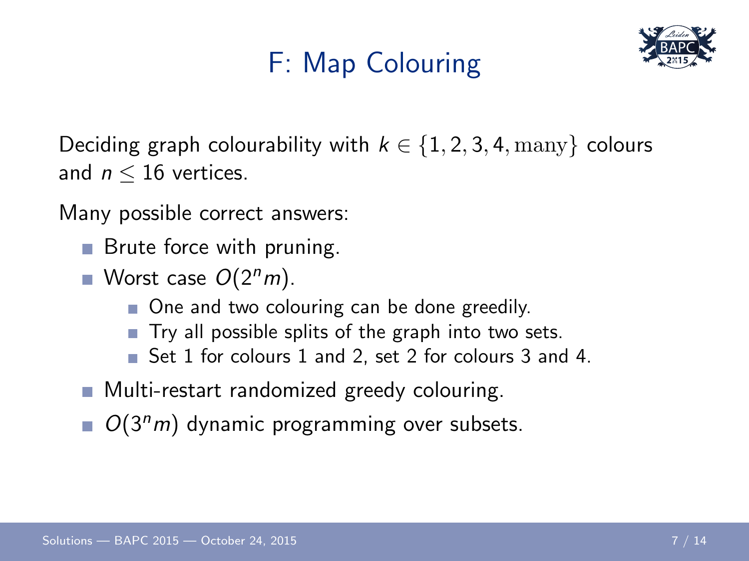# F: Map Colouring

Deciding graph colourability with $k \in \{1, 2, 3, 4, \text{many}\}$ colours and $n \leq 16$ vertices.

Many possible correct answers:

- Brute force with pruning.
- Worst case $O(2^n m)$.
  - One and two colouring can be done greedily.
  - Try all possible splits of the graph into two sets.
  - Set 1 for colours 1 and 2, set 2 for colours 3 and 4.
- Multi-restart randomized greedy colouring.
- $O(3^n m)$ dynamic programming over subsets.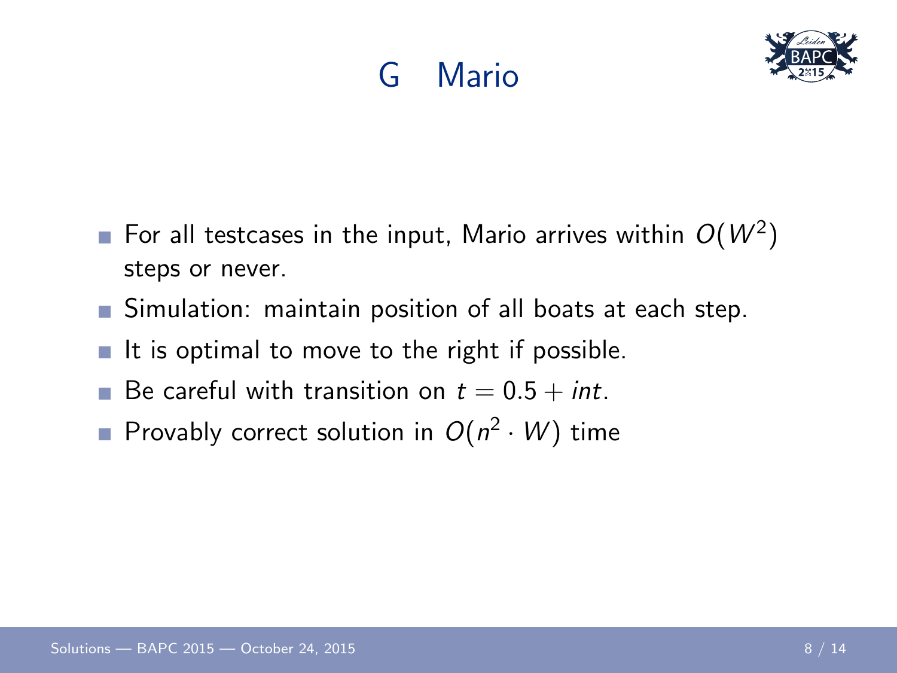# G Mario

- For all testcases in the input, Mario arrives within $O(W^2)$ steps or never.
- Simulation: maintain position of all boats at each step.
- It is optimal to move to the right if possible.
- Be careful with transition on $t = 0.5 + int$.
- Provably correct solution in $O(n^2 \cdot W)$ time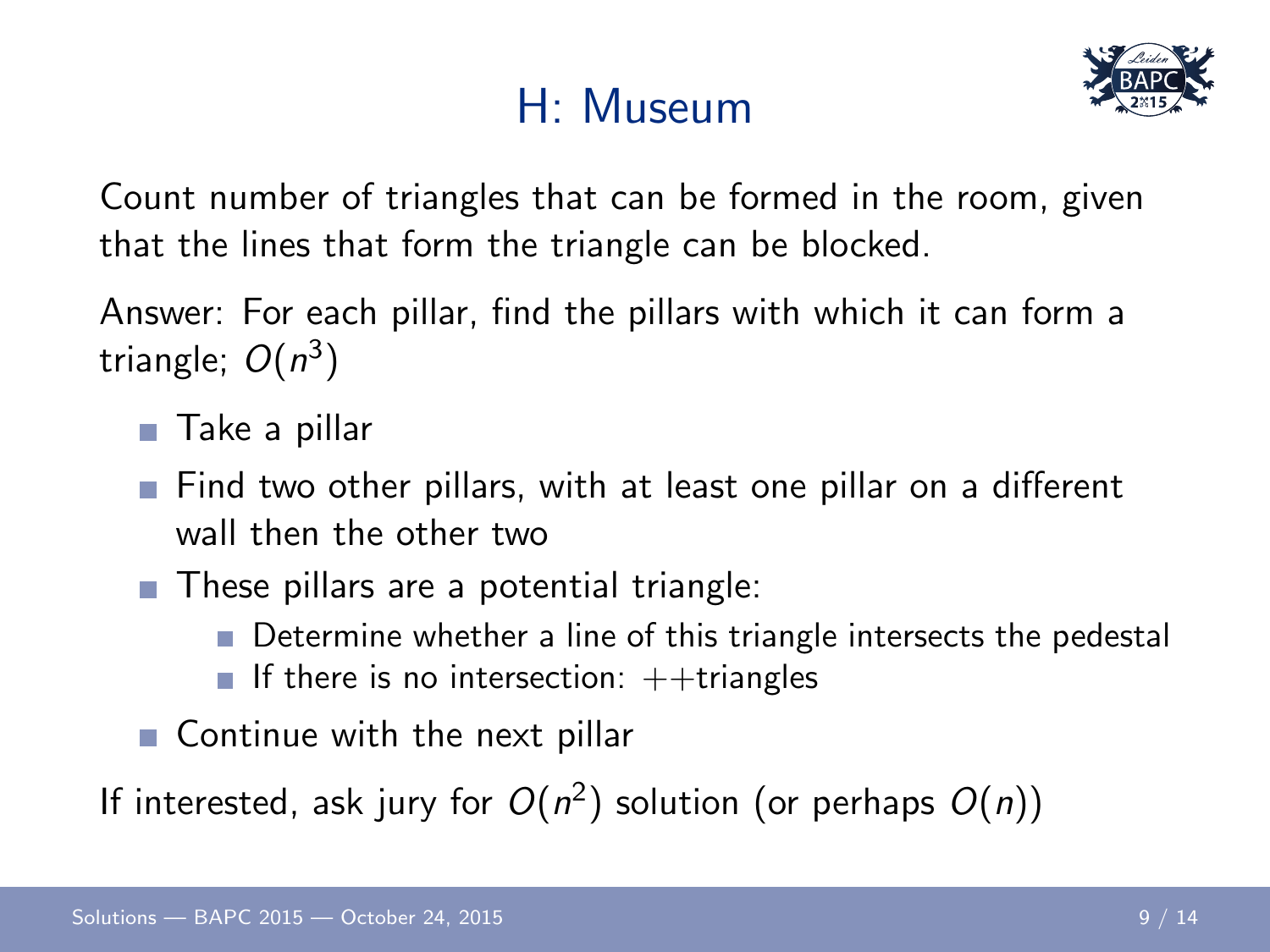# H: Museum

Count number of triangles that can be formed in the room, given that the lines that form the triangle can be blocked.

Answer: For each pillar, find the pillars with which it can form a triangle; $O(n^3)$

- Take a pillar
- Find two other pillars, with at least one pillar on a different wall then the other two
- These pillars are a potential triangle:
  - Determine whether a line of this triangle intersects the pedestal
  - If there is no intersection: ++triangles
- Continue with the next pillar

If interested, ask jury for $O(n^2)$ solution (or perhaps $O(n)$)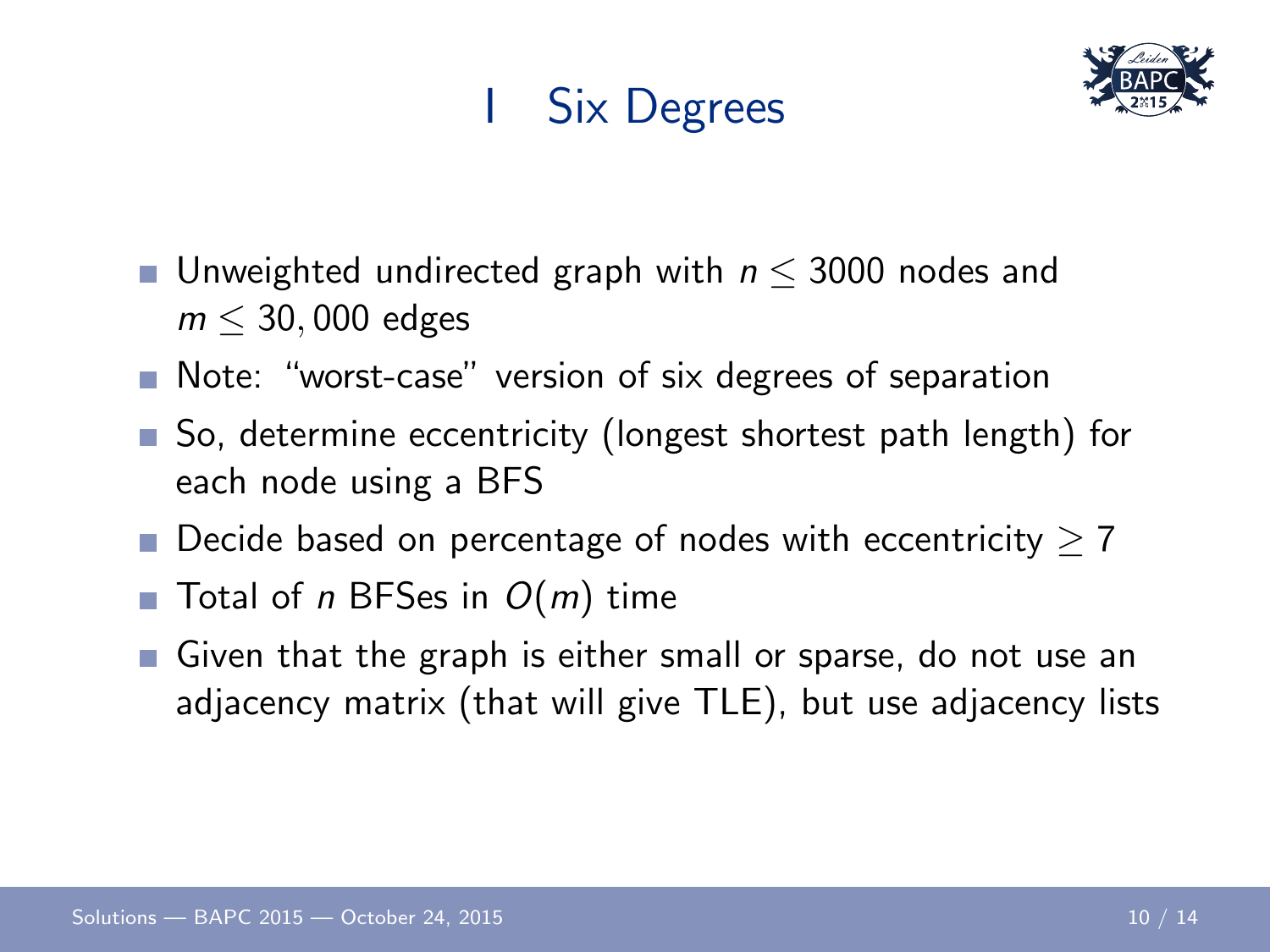# I Six Degrees

- Unweighted undirected graph with $n \leq 3000$ nodes and $m \leq 30,000$ edges
- Note: "worst-case" version of six degrees of separation
- So, determine eccentricity (longest shortest path length) for each node using a BFS
- Decide based on percentage of nodes with eccentricity $\geq 7$
- Total of $n$ BFSes in $O(m)$ time
- Given that the graph is either small or sparse, do not use an adjacency matrix (that will give TLE), but use adjacency lists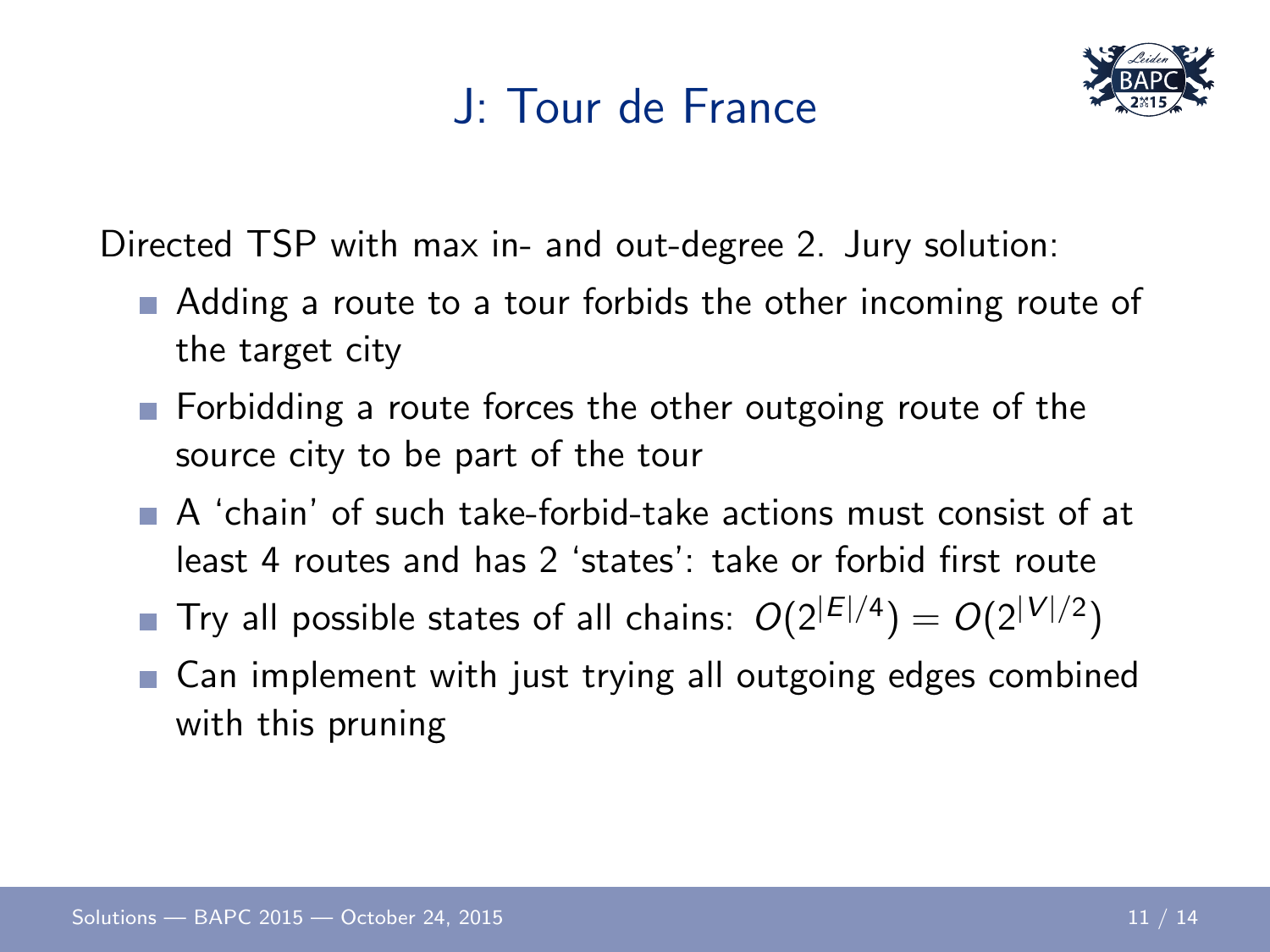# J: Tour de France

Directed TSP with max in- and out-degree 2. Jury solution:

- Adding a route to a tour forbids the other incoming route of the target city
- Forbidding a route forces the other outgoing route of the source city to be part of the tour
- A 'chain' of such take-forbid-take actions must consist of at least 4 routes and has 2 'states': take or forbid first route
- Try all possible states of all chains: $O(2^{|E|/4}) = O(2^{|V|/2})$
- Can implement with just trying all outgoing edges combined with this pruning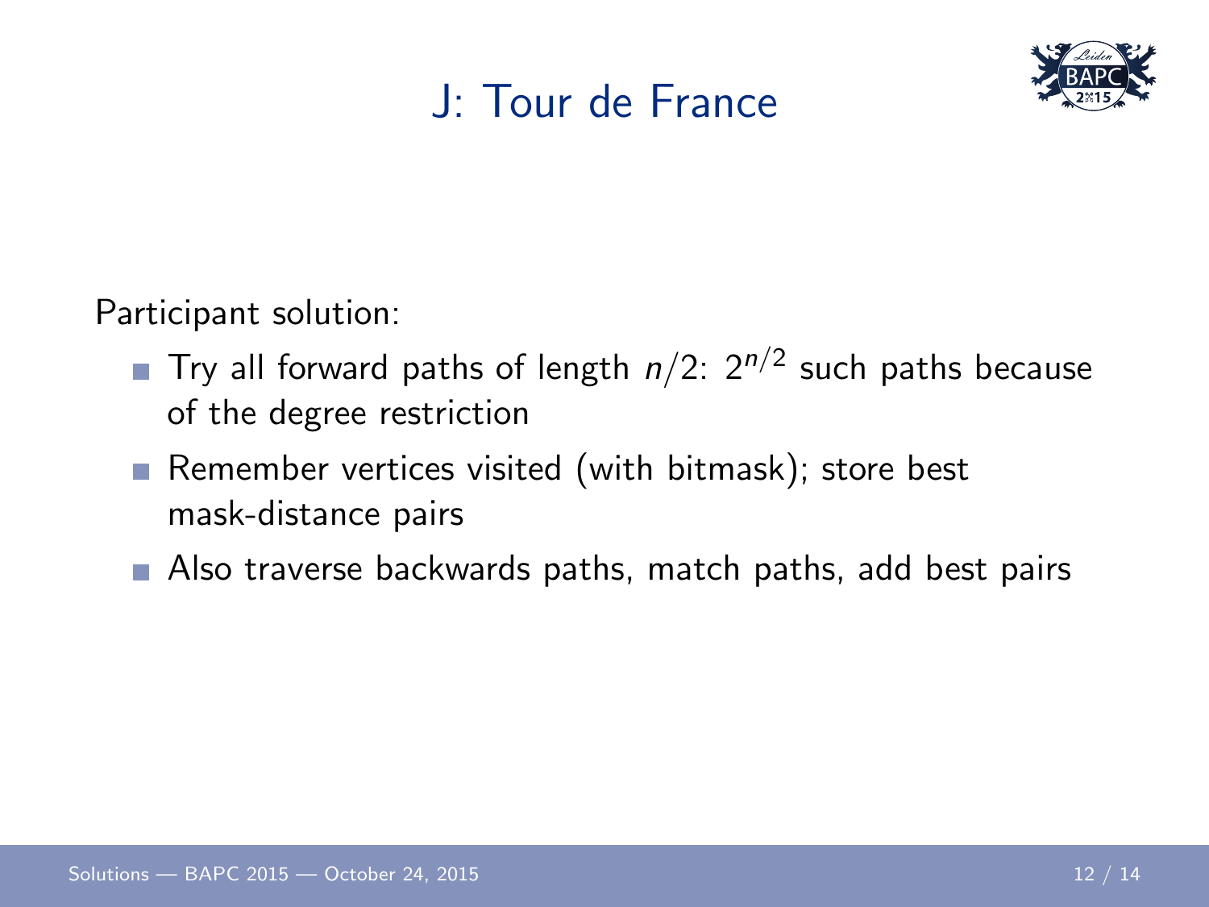# J: Tour de France

Participant solution:

- Try all forward paths of length $n/2$: $2^{n/2}$ such paths because of the degree restriction
- Remember vertices visited (with bitmask); store best mask-distance pairs
- Also traverse backwards paths, match paths, add best pairs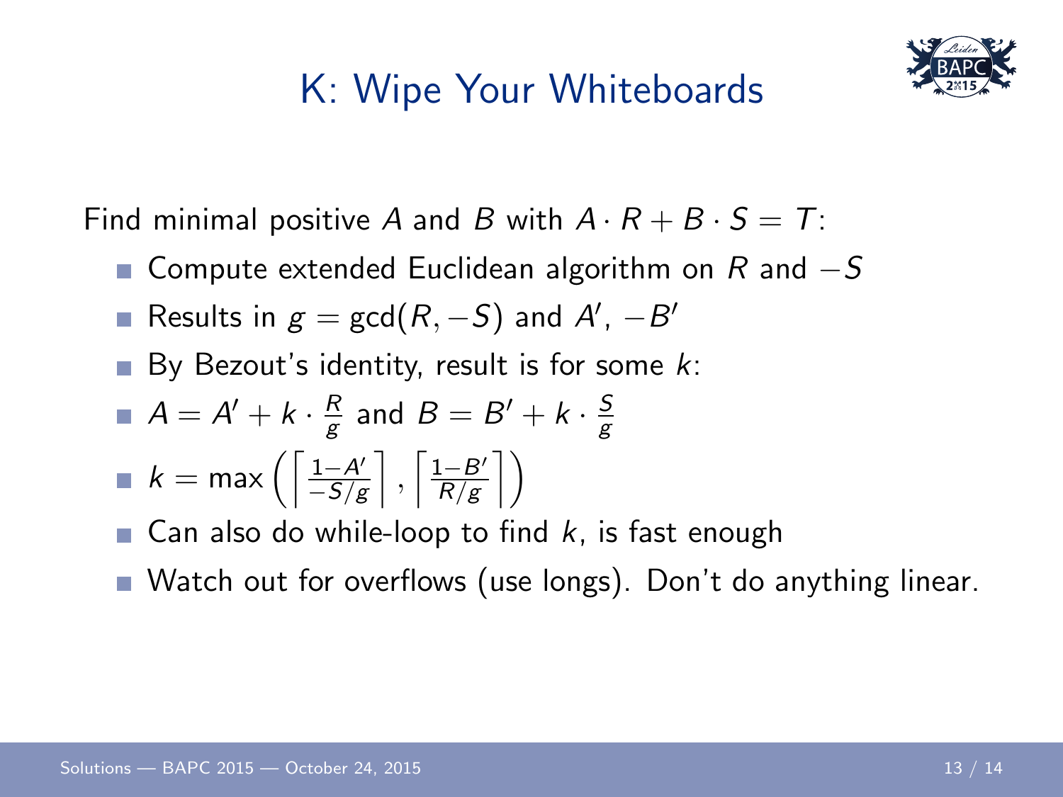# K: Wipe Your Whiteboards

Find minimal positive $A$ and $B$ with $A \cdot R + B \cdot S = T$:

- Compute extended Euclidean algorithm on $R$ and $-S$
- Results in $g = \gcd(R, -S)$ and $A'$, $-B'$
- By Bezout's identity, result is for some $k$:
- $A = A' + k \cdot \frac{R}{g}$ and $B = B' + k \cdot \frac{S}{g}$
- $k = \max\left(\left\lceil \frac{1-A'}{-S/g} \right\rceil, \left\lceil \frac{1-B'}{R/g} \right\rceil\right)$
- Can also do while-loop to find $k$, is fast enough
- Watch out for overflows (use longs). Don't do anything linear.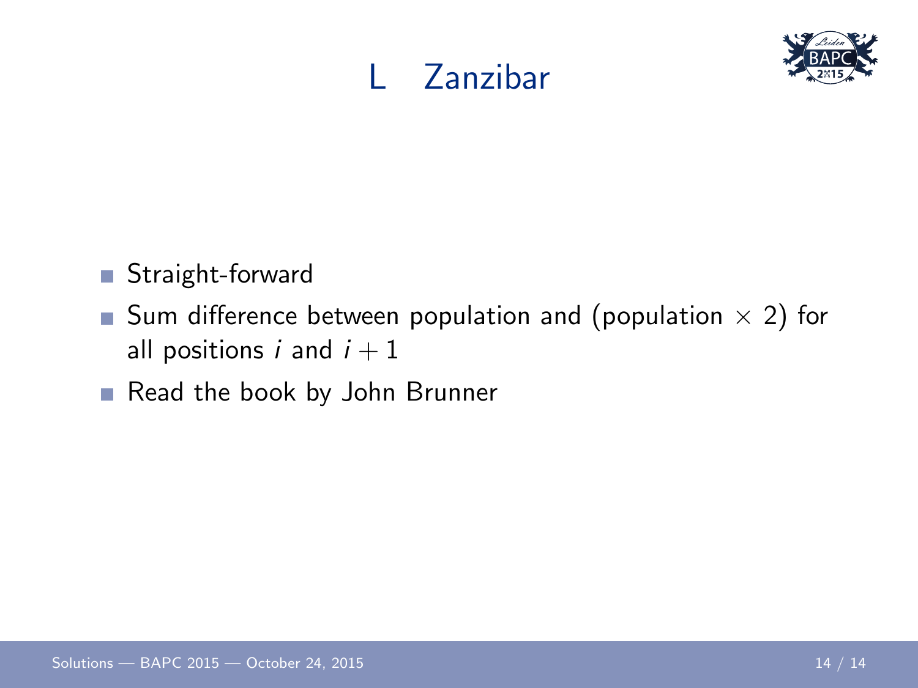# L Zanzibar

- Straight-forward
- Sum difference between population and (population $\times$ 2) for all positions $i$ and $i + 1$
- Read the book by John Brunner